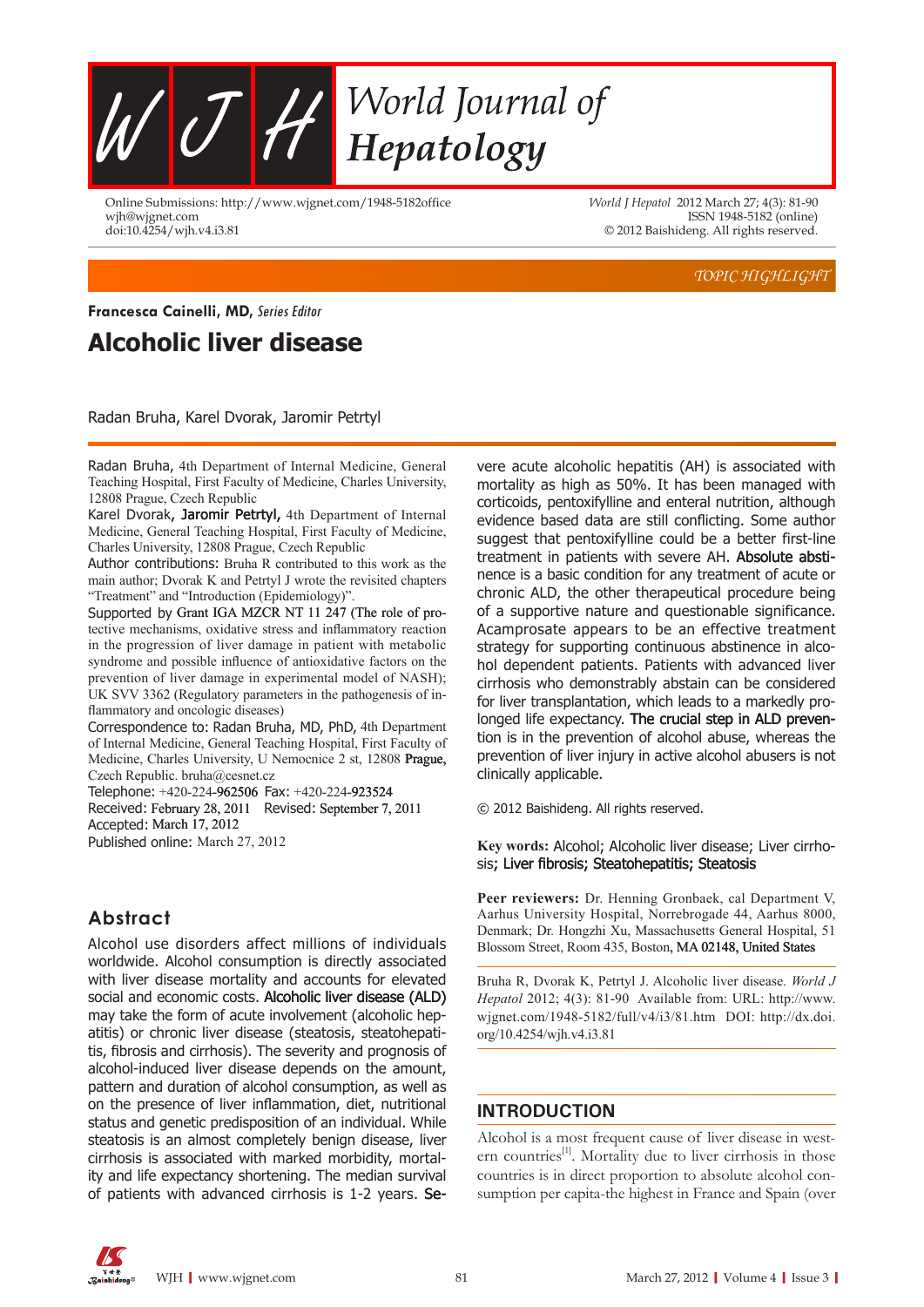# World Journal of Hepatology

Online Submissions: http://www.wjgnet.com/1948-5182office
wjh@wjgnet.com
doi:10.4254/wjh.v4.i3.81

*World J Hepatol* 2012 March 27; 4(3): 81-90
ISSN 1948-5182 (online)
© 2012 Baishideng. All rights reserved.

*TOPIC HIGHLIGHT*

**Francesca Cainelli, MD,** *Series Editor*

# Alcoholic liver disease

Radan Bruha, Karel Dvorak, Jaromir Petrtyl

Radan Bruha, 4th Department of Internal Medicine, General Teaching Hospital, First Faculty of Medicine, Charles University, 12808 Prague, Czech Republic

Karel Dvorak, Jaromir Petrtyl, 4th Department of Internal Medicine, General Teaching Hospital, First Faculty of Medicine, Charles University, 12808 Prague, Czech Republic

Author contributions: Bruha R contributed to this work as the main author; Dvorak K and Petrtyl J wrote the revisited chapters "Treatment" and "Introduction (Epidemiology)".

Supported by Grant IGA MZCR NT 11 247 (The role of protective mechanisms, oxidative stress and inflammatory reaction in the progression of liver damage in patient with metabolic syndrome and possible influence of antioxidative factors on the prevention of liver damage in experimental model of NASH); UK SVV 3362 (Regulatory parameters in the pathogenesis of inflammatory and oncologic diseases)

Correspondence to: Radan Bruha, MD, PhD, 4th Department of Internal Medicine, General Teaching Hospital, First Faculty of Medicine, Charles University, U Nemocnice 2 st, 12808 Prague, Czech Republic. bruha@cesnet.cz

Telephone: +420-224-962506 Fax: +420-224-923524

Received: February 28, 2011 Revised: September 7, 2011

Accepted: March 17, 2012

Published online: March 27, 2012

## Abstract

Alcohol use disorders affect millions of individuals worldwide. Alcohol consumption is directly associated with liver disease mortality and accounts for elevated social and economic costs. Alcoholic liver disease (ALD) may take the form of acute involvement (alcoholic hepatitis) or chronic liver disease (steatosis, steatohepatitis, fibrosis and cirrhosis). The severity and prognosis of alcohol-induced liver disease depends on the amount, pattern and duration of alcohol consumption, as well as on the presence of liver inflammation, diet, nutritional status and genetic predisposition of an individual. While steatosis is an almost completely benign disease, liver cirrhosis is associated with marked morbidity, mortality and life expectancy shortening. The median survival of patients with advanced cirrhosis is 1-2 years. Severe acute alcoholic hepatitis (AH) is associated with mortality as high as 50%. It has been managed with corticoids, pentoxifylline and enteral nutrition, although evidence based data are still conflicting. Some author suggest that pentoxifylline could be a better first-line treatment in patients with severe AH. Absolute abstinence is a basic condition for any treatment of acute or chronic ALD, the other therapeutical procedure being of a supportive nature and questionable significance. Acamprosate appears to be an effective treatment strategy for supporting continuous abstinence in alcohol dependent patients. Patients with advanced liver cirrhosis who demonstrably abstain can be considered for liver transplantation, which leads to a markedly prolonged life expectancy. The crucial step in ALD prevention is in the prevention of alcohol abuse, whereas the prevention of liver injury in active alcohol abusers is not clinically applicable.

© 2012 Baishideng. All rights reserved.

**Key words:** Alcohol; Alcoholic liver disease; Liver cirrhosis; Liver fibrosis; Steatohepatitis; Steatosis

**Peer reviewers:** Dr. Henning Gronbaek, cal Department V, Aarhus University Hospital, Norrebrogade 44, Aarhus 8000, Denmark; Dr. Hongzhi Xu, Massachusetts General Hospital, 51 Blossom Street, Room 435, Boston, MA 02148, United States

Bruha R, Dvorak K, Petrtyl J. Alcoholic liver disease. *World J Hepatol* 2012; 4(3): 81-90 Available from: URL: http://www.wjgnet.com/1948-5182/full/v4/i3/81.htm DOI: http://dx.doi.org/10.4254/wjh.v4.i3.81

## INTRODUCTION

Alcohol is a most frequent cause of liver disease in western countries[1]. Mortality due to liver cirrhosis in those countries is in direct proportion to absolute alcohol consumption per capita-the highest in France and Spain (over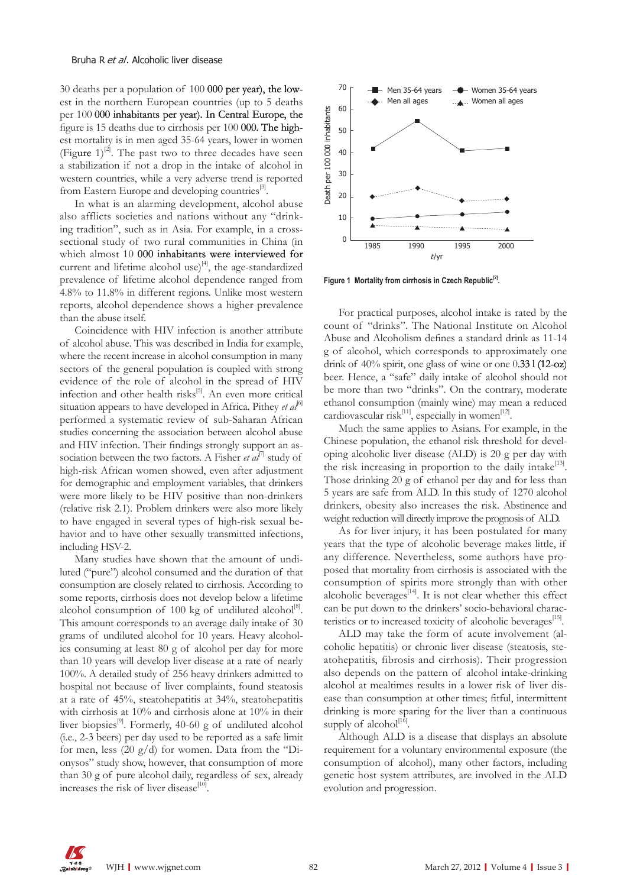30 deaths per a population of 100 000 per year), the lowest in the northern European countries (up to 5 deaths per 100 000 inhabitants per year). In Central Europe, the figure is 15 deaths due to cirrhosis per 100 000. The highest mortality is in men aged 35-64 years, lower in women (Figure 1)[2]. The past two to three decades have seen a stabilization if not a drop in the intake of alcohol in western countries, while a very adverse trend is reported from Eastern Europe and developing countries[3].

In what is an alarming development, alcohol abuse also afflicts societies and nations without any "drinking tradition", such as in Asia. For example, in a cross-sectional study of two rural communities in China (in which almost 10 000 inhabitants were interviewed for current and lifetime alcohol use)[4], the age-standardized prevalence of lifetime alcohol dependence ranged from 4.8% to 11.8% in different regions. Unlike most western reports, alcohol dependence shows a higher prevalence than the abuse itself.

Coincidence with HIV infection is another attribute of alcohol abuse. This was described in India for example, where the recent increase in alcohol consumption in many sectors of the general population is coupled with strong evidence of the role of alcohol in the spread of HIV infection and other health risks[5]. An even more critical situation appears to have developed in Africa. Pithey *et al*[6] performed a systematic review of sub-Saharan African studies concerning the association between alcohol abuse and HIV infection. Their findings strongly support an association between the two factors. A Fisher *et al*[7] study of high-risk African women showed, even after adjustment for demographic and employment variables, that drinkers were more likely to be HIV positive than non-drinkers (relative risk 2.1). Problem drinkers were also more likely to have engaged in several types of high-risk sexual behavior and to have other sexually transmitted infections, including HSV-2.

Many studies have shown that the amount of undiluted ("pure") alcohol consumed and the duration of that consumption are closely related to cirrhosis. According to some reports, cirrhosis does not develop below a lifetime alcohol consumption of 100 kg of undiluted alcohol[8]. This amount corresponds to an average daily intake of 30 grams of undiluted alcohol for 10 years. Heavy alcoholics consuming at least 80 g of alcohol per day for more than 10 years will develop liver disease at a rate of nearly 100%. A detailed study of 256 heavy drinkers admitted to hospital not because of liver complaints, found steatosis at a rate of 45%, steatohepatitis at 34%, steatohepatitis with cirrhosis at 10% and cirrhosis alone at 10% in their liver biopsies[9]. Formerly, 40-60 g of undiluted alcohol (i.e., 2-3 beers) per day used to be reported as a safe limit for men, less (20 g/d) for women. Data from the "Dionysos" study show, however, that consumption of more than 30 g of pure alcohol daily, regardless of sex, already increases the risk of liver disease[10].

**Figure 1 Mortality from cirrhosis in Czech Republic[2].**

For practical purposes, alcohol intake is rated by the count of "drinks". The National Institute on Alcohol Abuse and Alcoholism defines a standard drink as 11-14 g of alcohol, which corresponds to approximately one drink of 40% spirit, one glass of wine or one 0.33 l (12-oz) beer. Hence, a "safe" daily intake of alcohol should not be more than two "drinks". On the contrary, moderate ethanol consumption (mainly wine) may mean a reduced cardiovascular risk[11], especially in women[12].

Much the same applies to Asians. For example, in the Chinese population, the ethanol risk threshold for developing alcoholic liver disease (ALD) is 20 g per day with the risk increasing in proportion to the daily intake[13]. Those drinking 20 g of ethanol per day and for less than 5 years are safe from ALD. In this study of 1270 alcohol drinkers, obesity also increases the risk. Abstinence and weight reduction will directly improve the prognosis of ALD.

As for liver injury, it has been postulated for many years that the type of alcoholic beverage makes little, if any difference. Nevertheless, some authors have proposed that mortality from cirrhosis is associated with the consumption of spirits more strongly than with other alcoholic beverages[14]. It is not clear whether this effect can be put down to the drinkers' socio-behavioral characteristics or to increased toxicity of alcoholic beverages[15].

ALD may take the form of acute involvement (alcoholic hepatitis) or chronic liver disease (steatosis, steatohepatitis, fibrosis and cirrhosis). Their progression also depends on the pattern of alcohol intake-drinking alcohol at mealtimes results in a lower risk of liver disease than consumption at other times; fitful, intermittent drinking is more sparing for the liver than a continuous supply of alcohol[16].

Although ALD is a disease that displays an absolute requirement for a voluntary environmental exposure (the consumption of alcohol), many other factors, including genetic host system attributes, are involved in the ALD evolution and progression.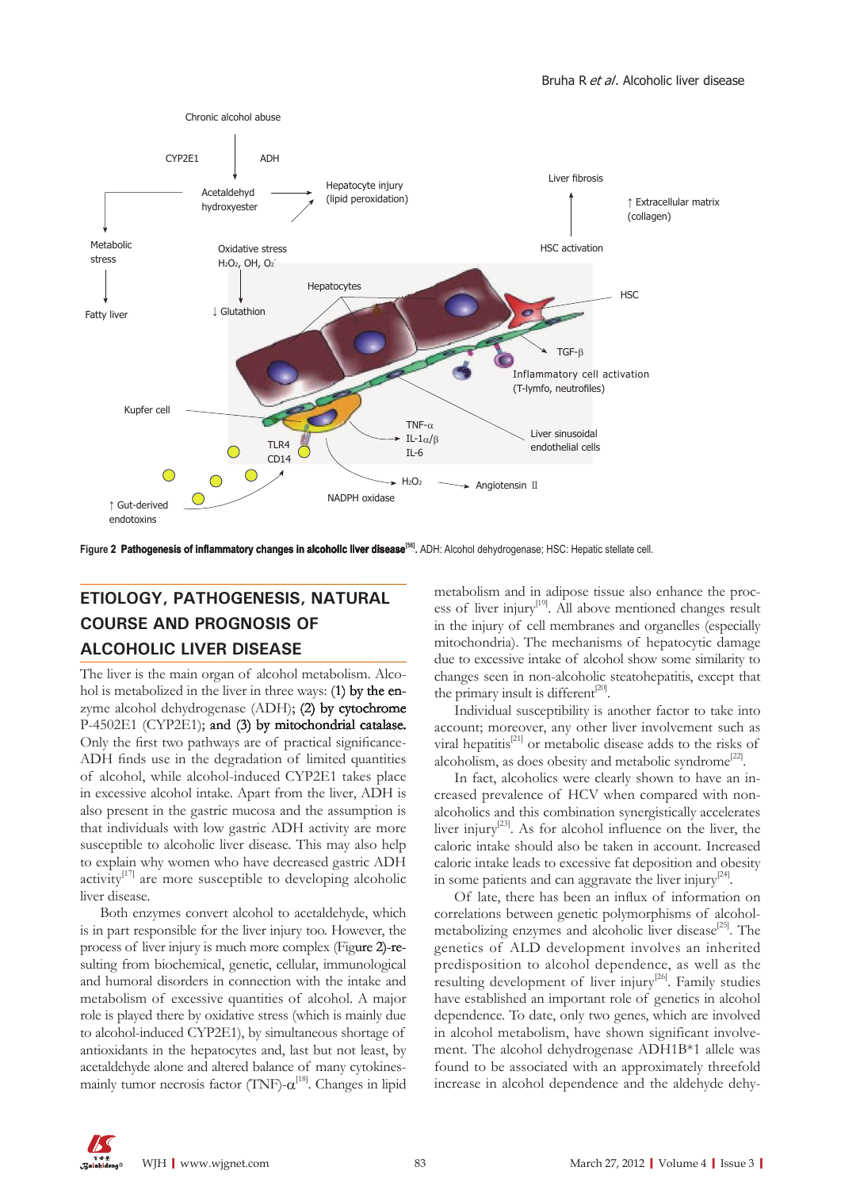Figure 2 **Pathogenesis of inflammatory changes in alcoholic liver disease**[56]. ADH: Alcohol dehydrogenase; HSC: Hepatic stellate cell.

## ETIOLOGY, PATHOGENESIS, NATURAL COURSE AND PROGNOSIS OF ALCOHOLIC LIVER DISEASE

The liver is the main organ of alcohol metabolism. Alcohol is metabolized in the liver in three ways: (1) by the enzyme alcohol dehydrogenase (ADH); (2) by cytochrome P-4502E1 (CYP2E1); and (3) by mitochondrial catalase. Only the first two pathways are of practical significance-ADH finds use in the degradation of limited quantities of alcohol, while alcohol-induced CYP2E1 takes place in excessive alcohol intake. Apart from the liver, ADH is also present in the gastric mucosa and the assumption is that individuals with low gastric ADH activity are more susceptible to alcoholic liver disease. This may also help to explain why women who have decreased gastric ADH activity[17] are more susceptible to developing alcoholic liver disease.

Both enzymes convert alcohol to acetaldehyde, which is in part responsible for the liver injury too. However, the process of liver injury is much more complex (Figure 2)-resulting from biochemical, genetic, cellular, immunological and humoral disorders in connection with the intake and metabolism of excessive quantities of alcohol. A major role is played there by oxidative stress (which is mainly due to alcohol-induced CYP2E1), by simultaneous shortage of antioxidants in the hepatocytes and, last but not least, by acetaldehyde alone and altered balance of many cytokines-mainly tumor necrosis factor (TNF)-$\alpha$[18]. Changes in lipid metabolism and in adipose tissue also enhance the process of liver injury[19]. All above mentioned changes result in the injury of cell membranes and organelles (especially mitochondria). The mechanisms of hepatocytic damage due to excessive intake of alcohol show some similarity to changes seen in non-alcoholic steatohepatitis, except that the primary insult is different[20].

Individual susceptibility is another factor to take into account; moreover, any other liver involvement such as viral hepatitis[21] or metabolic disease adds to the risks of alcoholism, as does obesity and metabolic syndrome[22].

In fact, alcoholics were clearly shown to have an increased prevalence of HCV when compared with non-alcoholics and this combination synergistically accelerates liver injury[23]. As for alcohol influence on the liver, the caloric intake should also be taken in account. Increased caloric intake leads to excessive fat deposition and obesity in some patients and can aggravate the liver injury[24].

Of late, there has been an influx of information on correlations between genetic polymorphisms of alcohol-metabolizing enzymes and alcoholic liver disease[25]. The genetics of ALD development involves an inherited predisposition to alcohol dependence, as well as the resulting development of liver injury[26]. Family studies have established an important role of genetics in alcohol dependence. To date, only two genes, which are involved in alcohol metabolism, have shown significant involvement. The alcohol dehydrogenase ADH1B*1 allele was found to be associated with an approximately threefold increase in alcohol dependence and the aldehyde dehy-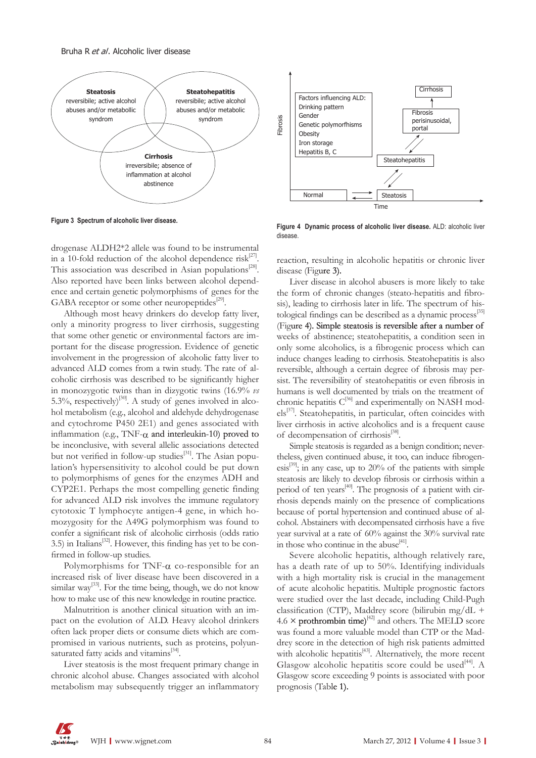**Steatosis**
reversibile; active alcohol abuses and/or metabollic syndrom

**Steatohepatitis**
reversibile; active alcohol abuses and/or metabolic syndrom

**Cirrhosis**
irreversibile; absence of inflammation at alcohol abstinence

**Figure 3 Spectrum of alcoholic liver disease.**

Factors influencing ALD:
Drinking pattern
Gender
Genetic polymorfhisms
Obesity
Iron storage
Hepatitis B, C

Fibrosis — Time

Normal ⇄ Steatosis ⇄ Steatohepatitis ⇄ Fibrosis perisinusoidal, portal → Cirrhosis

**Figure 4 Dynamic process of alcoholic liver disease.** ALD: alcoholic liver disease.

drogenase ALDH2*2 allele was found to be instrumental in a 10-fold reduction of the alcohol dependence risk[27]. This association was described in Asian populations[28]. Also reported have been links between alcohol dependence and certain genetic polymorphisms of genes for the GABA receptor or some other neuropeptides[29].

Although most heavy drinkers do develop fatty liver, only a minority progress to liver cirrhosis, suggesting that some other genetic or environmental factors are important for the disease progression. Evidence of genetic involvement in the progression of alcoholic fatty liver to advanced ALD comes from a twin study. The rate of alcoholic cirrhosis was described to be significantly higher in monozygotic twins than in dizygotic twins (16.9% *vs* 5.3%, respectively)[30]. A study of genes involved in alcohol metabolism (e.g., alcohol and aldehyde dehydrogenase and cytochrome P450 2E1) and genes associated with inflammation (e.g., TNF-$\alpha$ and interleukin-10) proved to be inconclusive, with several allelic associations detected but not verified in follow-up studies[31]. The Asian population's hypersensitivity to alcohol could be put down to polymorphisms of genes for the enzymes ADH and CYP2E1. Perhaps the most compelling genetic finding for advanced ALD risk involves the immune regulatory cytotoxic T lymphocyte antigen-4 gene, in which homozygosity for the A49G polymorphism was found to confer a significant risk of alcoholic cirrhosis (odds ratio 3.5) in Italians[32]. However, this finding has yet to be confirmed in follow-up studies.

Polymorphisms for TNF-$\alpha$ co-responsible for an increased risk of liver disease have been discovered in a similar way[33]. For the time being, though, we do not know how to make use of this new knowledge in routine practice.

Malnutrition is another clinical situation with an impact on the evolution of ALD. Heavy alcohol drinkers often lack proper diets or consume diets which are compromised in various nutrients, such as proteins, polyunsaturated fatty acids and vitamins[34].

Liver steatosis is the most frequent primary change in chronic alcohol abuse. Changes associated with alcohol metabolism may subsequently trigger an inflammatory reaction, resulting in alcoholic hepatitis or chronic liver disease (Figure 3).

Liver disease in alcohol abusers is more likely to take the form of chronic changes (steato-hepatitis and fibrosis), leading to cirrhosis later in life. The spectrum of histological findings can be described as a dynamic process[35] (Figure 4). Simple steatosis is reversible after a number of weeks of abstinence; steatohepatitis, a condition seen in only some alcoholics, is a fibrogenic process which can induce changes leading to cirrhosis. Steatohepatitis is also reversible, although a certain degree of fibrosis may persist. The reversibility of steatohepatitis or even fibrosis in humans is well documented by trials on the treatment of chronic hepatitis C[36] and experimentally on NASH models[37]. Steatohepatitis, in particular, often coincides with liver cirrhosis in active alcoholics and is a frequent cause of decompensation of cirrhosis[38].

Simple steatosis is regarded as a benign condition; nevertheless, given continued abuse, it too, can induce fibrogenesis[39]; in any case, up to 20% of the patients with simple steatosis are likely to develop fibrosis or cirrhosis within a period of ten years[40]. The prognosis of a patient with cirrhosis depends mainly on the presence of complications because of portal hypertension and continued abuse of alcohol. Abstainers with decompensated cirrhosis have a five year survival at a rate of 60% against the 30% survival rate in those who continue in the abuse[41].

Severe alcoholic hepatitis, although relatively rare, has a death rate of up to 50%. Identifying individuals with a high mortality risk is crucial in the management of acute alcoholic hepatitis. Multiple prognostic factors were studied over the last decade, including Child-Pugh classification (CTP), Maddrey score (bilirubin mg/dL + 4.6 × prothrombin time)[42] and others. The MELD score was found a more valuable model than CTP or the Maddrey score in the detection of high risk patients admitted with alcoholic hepatitis[43]. Alternatively, the more recent Glasgow alcoholic hepatitis score could be used[44]. A Glasgow score exceeding 9 points is associated with poor prognosis (Table 1).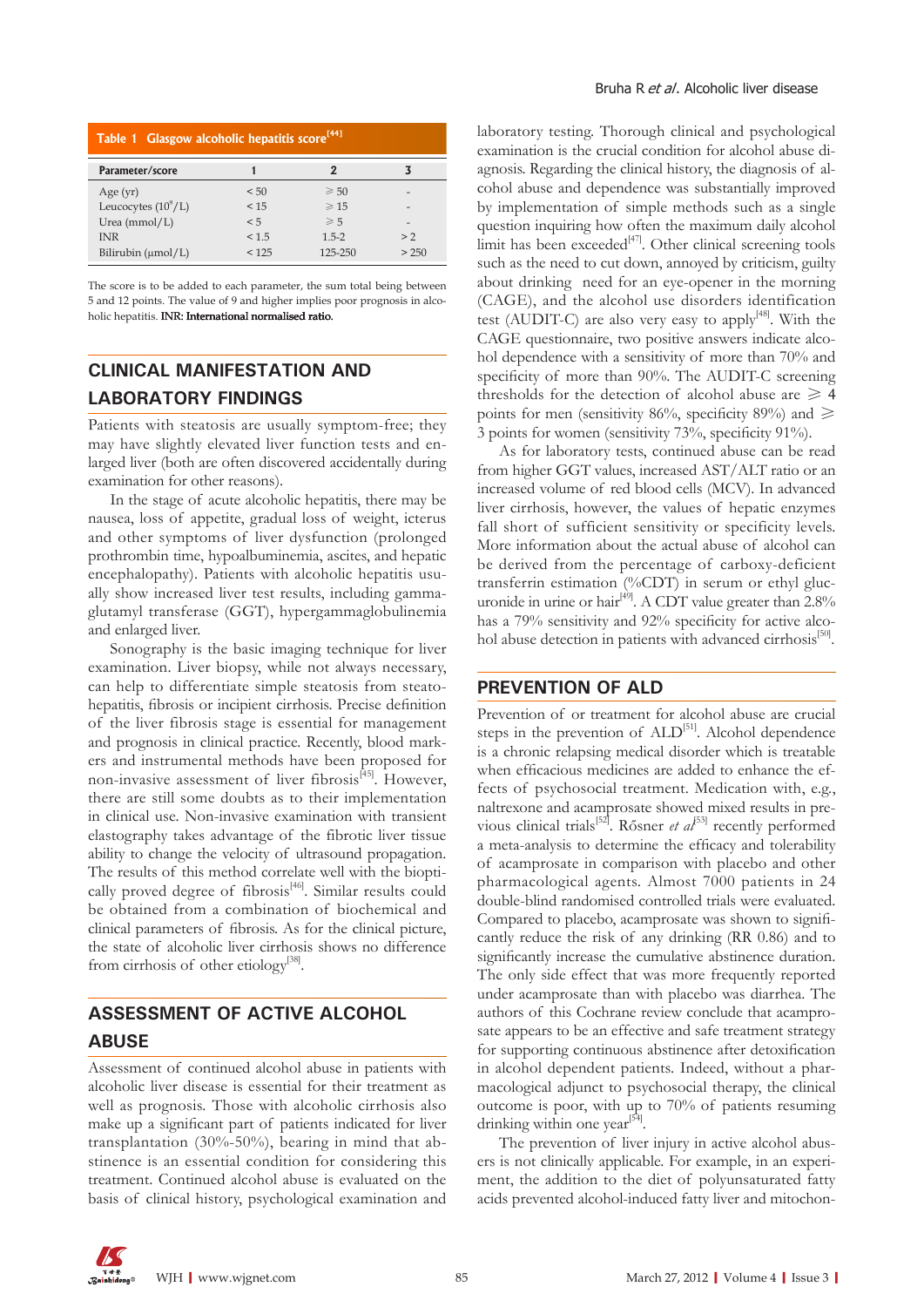**Table 1 Glasgow alcoholic hepatitis score[44]**

| Parameter/score | 1 | 2 | 3 |
|---|---|---|---|
| Age (yr) | < 50 | ≥ 50 | - |
| Leucocytes ($10^9$/L) | < 15 | ≥ 15 | - |
| Urea (mmol/L) | < 5 | ≥ 5 | - |
| INR | < 1.5 | 1.5-2 | > 2 |
| Bilirubin (μmol/L) | < 125 | 125-250 | > 250 |

The score is to be added to each parameter, the sum total being between 5 and 12 points. The value of 9 and higher implies poor prognosis in alcoholic hepatitis. INR: International normalised ratio.

## CLINICAL MANIFESTATION AND LABORATORY FINDINGS

Patients with steatosis are usually symptom-free; they may have slightly elevated liver function tests and enlarged liver (both are often discovered accidentally during examination for other reasons).

In the stage of acute alcoholic hepatitis, there may be nausea, loss of appetite, gradual loss of weight, icterus and other symptoms of liver dysfunction (prolonged prothrombin time, hypoalbuminemia, ascites, and hepatic encephalopathy). Patients with alcoholic hepatitis usually show increased liver test results, including gamma-glutamyl transferase (GGT), hypergammaglobulinemia and enlarged liver.

Sonography is the basic imaging technique for liver examination. Liver biopsy, while not always necessary, can help to differentiate simple steatosis from steatohepatitis, fibrosis or incipient cirrhosis. Precise definition of the liver fibrosis stage is essential for management and prognosis in clinical practice. Recently, blood markers and instrumental methods have been proposed for non-invasive assessment of liver fibrosis[45]. However, there are still some doubts as to their implementation in clinical use. Non-invasive examination with transient elastography takes advantage of the fibrotic liver tissue ability to change the velocity of ultrasound propagation. The results of this method correlate well with the bioptically proved degree of fibrosis[46]. Similar results could be obtained from a combination of biochemical and clinical parameters of fibrosis. As for the clinical picture, the state of alcoholic liver cirrhosis shows no difference from cirrhosis of other etiology[38].

## ASSESSMENT OF ACTIVE ALCOHOL ABUSE

Assessment of continued alcohol abuse in patients with alcoholic liver disease is essential for their treatment as well as prognosis. Those with alcoholic cirrhosis also make up a significant part of patients indicated for liver transplantation (30%-50%), bearing in mind that abstinence is an essential condition for considering this treatment. Continued alcohol abuse is evaluated on the basis of clinical history, psychological examination and laboratory testing. Thorough clinical and psychological examination is the crucial condition for alcohol abuse diagnosis. Regarding the clinical history, the diagnosis of alcohol abuse and dependence was substantially improved by implementation of simple methods such as a single question inquiring how often the maximum daily alcohol limit has been exceeded[47]. Other clinical screening tools such as the need to cut down, annoyed by criticism, guilty about drinking need for an eye-opener in the morning (CAGE), and the alcohol use disorders identification test (AUDIT-C) are also very easy to apply[48]. With the CAGE questionnaire, two positive answers indicate alcohol dependence with a sensitivity of more than 70% and specificity of more than 90%. The AUDIT-C screening thresholds for the detection of alcohol abuse are ≥ 4 points for men (sensitivity 86%, specificity 89%) and ≥ 3 points for women (sensitivity 73%, specificity 91%).

As for laboratory tests, continued abuse can be read from higher GGT values, increased AST/ALT ratio or an increased volume of red blood cells (MCV). In advanced liver cirrhosis, however, the values of hepatic enzymes fall short of sufficient sensitivity or specificity levels. More information about the actual abuse of alcohol can be derived from the percentage of carboxy-deficient transferrin estimation (%CDT) in serum or ethyl glucuronide in urine or hair[49]. A CDT value greater than 2.8% has a 79% sensitivity and 92% specificity for active alcohol abuse detection in patients with advanced cirrhosis[50].

## PREVENTION OF ALD

Prevention of or treatment for alcohol abuse are crucial steps in the prevention of ALD[51]. Alcohol dependence is a chronic relapsing medical disorder which is treatable when efficacious medicines are added to enhance the effects of psychosocial treatment. Medication with, e.g., naltrexone and acamprosate showed mixed results in previous clinical trials[52]. Rősner *et al*[53] recently performed a meta-analysis to determine the efficacy and tolerability of acamprosate in comparison with placebo and other pharmacological agents. Almost 7000 patients in 24 double-blind randomised controlled trials were evaluated. Compared to placebo, acamprosate was shown to significantly reduce the risk of any drinking (RR 0.86) and to significantly increase the cumulative abstinence duration. The only side effect that was more frequently reported under acamprosate than with placebo was diarrhea. The authors of this Cochrane review conclude that acamprosate appears to be an effective and safe treatment strategy for supporting continuous abstinence after detoxification in alcohol dependent patients. Indeed, without a pharmacological adjunct to psychosocial therapy, the clinical outcome is poor, with up to 70% of patients resuming drinking within one year[54].

The prevention of liver injury in active alcohol abusers is not clinically applicable. For example, in an experiment, the addition to the diet of polyunsaturated fatty acids prevented alcohol-induced fatty liver and mitochon-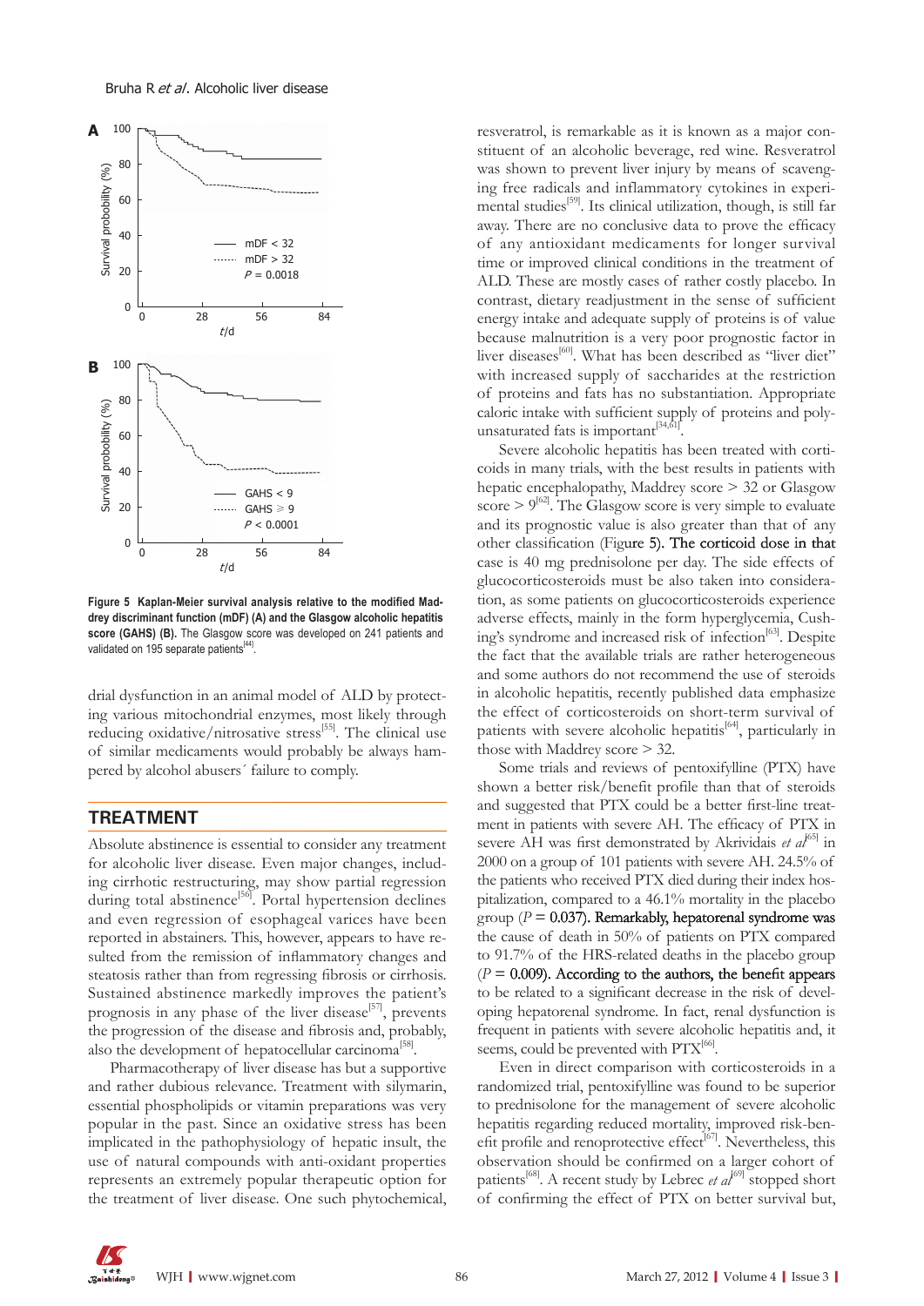Figure 5 **Kaplan-Meier survival analysis relative to the modified Maddrey discriminant function (mDF) (A) and the Glasgow alcoholic hepatitis score (GAHS) (B).** The Glasgow score was developed on 241 patients and validated on 195 separate patients[44].

drial dysfunction in an animal model of ALD by protecting various mitochondrial enzymes, most likely through reducing oxidative/nitrosative stress[55]. The clinical use of similar medicaments would probably be always hampered by alcohol abusers´ failure to comply.

## TREATMENT

Absolute abstinence is essential to consider any treatment for alcoholic liver disease. Even major changes, including cirrhotic restructuring, may show partial regression during total abstinence[56]. Portal hypertension declines and even regression of esophageal varices have been reported in abstainers. This, however, appears to have resulted from the remission of inflammatory changes and steatosis rather than from regressing fibrosis or cirrhosis. Sustained abstinence markedly improves the patient's prognosis in any phase of the liver disease[57], prevents the progression of the disease and fibrosis and, probably, also the development of hepatocellular carcinoma[58].

Pharmacotherapy of liver disease has but a supportive and rather dubious relevance. Treatment with silymarin, essential phospholipids or vitamin preparations was very popular in the past. Since an oxidative stress has been implicated in the pathophysiology of hepatic insult, the use of natural compounds with anti-oxidant properties represents an extremely popular therapeutic option for the treatment of liver disease. One such phytochemical, resveratrol, is remarkable as it is known as a major constituent of an alcoholic beverage, red wine. Resveratrol was shown to prevent liver injury by means of scavenging free radicals and inflammatory cytokines in experimental studies[59]. Its clinical utilization, though, is still far away. There are no conclusive data to prove the efficacy of any antioxidant medicaments for longer survival time or improved clinical conditions in the treatment of ALD. These are mostly cases of rather costly placebo. In contrast, dietary readjustment in the sense of sufficient energy intake and adequate supply of proteins is of value because malnutrition is a very poor prognostic factor in liver diseases[60]. What has been described as "liver diet" with increased supply of saccharides at the restriction of proteins and fats has no substantiation. Appropriate caloric intake with sufficient supply of proteins and polyunsaturated fats is important[34,61].

Severe alcoholic hepatitis has been treated with corticoids in many trials, with the best results in patients with hepatic encephalopathy, Maddrey score > 32 or Glasgow score > 9[62]. The Glasgow score is very simple to evaluate and its prognostic value is also greater than that of any other classification (Figure 5). The corticoid dose in that case is 40 mg prednisolone per day. The side effects of glucocorticosteroids must be also taken into consideration, as some patients on glucocorticosteroids experience adverse effects, mainly in the form hyperglycemia, Cushing's syndrome and increased risk of infection[63]. Despite the fact that the available trials are rather heterogeneous and some authors do not recommend the use of steroids in alcoholic hepatitis, recently published data emphasize the effect of corticosteroids on short-term survival of patients with severe alcoholic hepatitis[64], particularly in those with Maddrey score > 32.

Some trials and reviews of pentoxifylline (PTX) have shown a better risk/benefit profile than that of steroids and suggested that PTX could be a better first-line treatment in patients with severe AH. The efficacy of PTX in severe AH was first demonstrated by Akrividais *et al*[65] in 2000 on a group of 101 patients with severe AH. 24.5% of the patients who received PTX died during their index hospitalization, compared to a 46.1% mortality in the placebo group ($P$ = 0.037). Remarkably, hepatorenal syndrome was the cause of death in 50% of patients on PTX compared to 91.7% of the HRS-related deaths in the placebo group ($P$ = 0.009). According to the authors, the benefit appears to be related to a significant decrease in the risk of developing hepatorenal syndrome. In fact, renal dysfunction is frequent in patients with severe alcoholic hepatitis and, it seems, could be prevented with PTX[66].

Even in direct comparison with corticosteroids in a randomized trial, pentoxifylline was found to be superior to prednisolone for the management of severe alcoholic hepatitis regarding reduced mortality, improved risk-benefit profile and renoprotective effect[67]. Nevertheless, this observation should be confirmed on a larger cohort of patients[68]. A recent study by Lebrec *et al*[69] stopped short of confirming the effect of PTX on better survival but,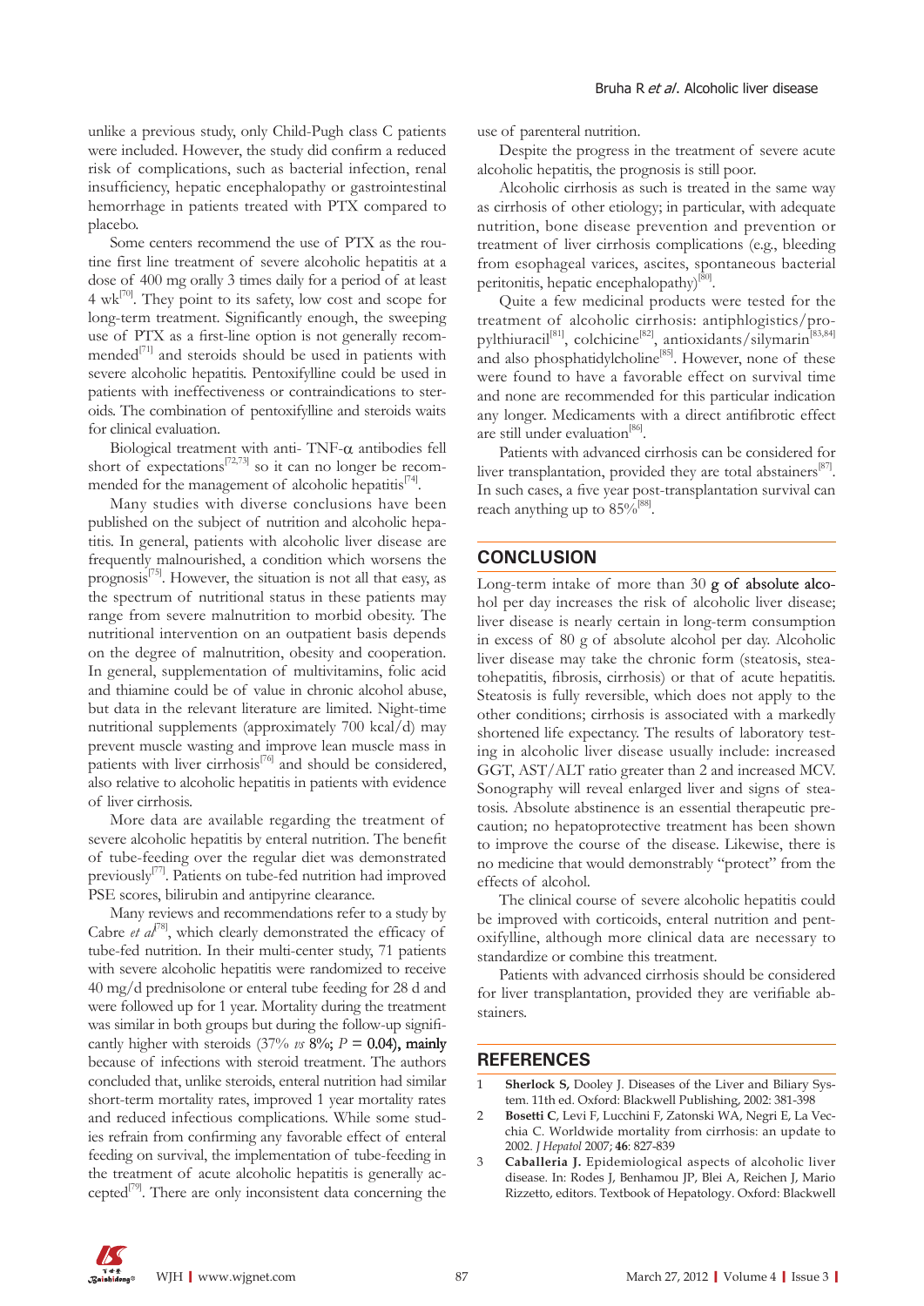unlike a previous study, only Child-Pugh class C patients were included. However, the study did confirm a reduced risk of complications, such as bacterial infection, renal insufficiency, hepatic encephalopathy or gastrointestinal hemorrhage in patients treated with PTX compared to placebo.

Some centers recommend the use of PTX as the routine first line treatment of severe alcoholic hepatitis at a dose of 400 mg orally 3 times daily for a period of at least 4 wk[70]. They point to its safety, low cost and scope for long-term treatment. Significantly enough, the sweeping use of PTX as a first-line option is not generally recommended[71] and steroids should be used in patients with severe alcoholic hepatitis. Pentoxifylline could be used in patients with ineffectiveness or contraindications to steroids. The combination of pentoxifylline and steroids waits for clinical evaluation.

Biological treatment with anti- TNF-$\alpha$ antibodies fell short of expectations[72,73] so it can no longer be recommended for the management of alcoholic hepatitis[74].

Many studies with diverse conclusions have been published on the subject of nutrition and alcoholic hepatitis. In general, patients with alcoholic liver disease are frequently malnourished, a condition which worsens the prognosis[75]. However, the situation is not all that easy, as the spectrum of nutritional status in these patients may range from severe malnutrition to morbid obesity. The nutritional intervention on an outpatient basis depends on the degree of malnutrition, obesity and cooperation. In general, supplementation of multivitamins, folic acid and thiamine could be of value in chronic alcohol abuse, but data in the relevant literature are limited. Night-time nutritional supplements (approximately 700 kcal/d) may prevent muscle wasting and improve lean muscle mass in patients with liver cirrhosis[76] and should be considered, also relative to alcoholic hepatitis in patients with evidence of liver cirrhosis.

More data are available regarding the treatment of severe alcoholic hepatitis by enteral nutrition. The benefit of tube-feeding over the regular diet was demonstrated previously[77]. Patients on tube-fed nutrition had improved PSE scores, bilirubin and antipyrine clearance.

Many reviews and recommendations refer to a study by Cabre *et al*[78], which clearly demonstrated the efficacy of tube-fed nutrition. In their multi-center study, 71 patients with severe alcoholic hepatitis were randomized to receive 40 mg/d prednisolone or enteral tube feeding for 28 d and were followed up for 1 year. Mortality during the treatment was similar in both groups but during the follow-up significantly higher with steroids (37% *vs* 8%; $P$ = 0.04), mainly because of infections with steroid treatment. The authors concluded that, unlike steroids, enteral nutrition had similar short-term mortality rates, improved 1 year mortality rates and reduced infectious complications. While some studies refrain from confirming any favorable effect of enteral feeding on survival, the implementation of tube-feeding in the treatment of acute alcoholic hepatitis is generally accepted[79]. There are only inconsistent data concerning the use of parenteral nutrition.

Despite the progress in the treatment of severe acute alcoholic hepatitis, the prognosis is still poor.

Alcoholic cirrhosis as such is treated in the same way as cirrhosis of other etiology; in particular, with adequate nutrition, bone disease prevention and prevention or treatment of liver cirrhosis complications (e.g., bleeding from esophageal varices, ascites, spontaneous bacterial peritonitis, hepatic encephalopathy)[80].

Quite a few medicinal products were tested for the treatment of alcoholic cirrhosis: antiphlogistics/propylthiuracil[81], colchicine[82], antioxidants/silymarin[83,84] and also phosphatidylcholine[85]. However, none of these were found to have a favorable effect on survival time and none are recommended for this particular indication any longer. Medicaments with a direct antifibrotic effect are still under evaluation[86].

Patients with advanced cirrhosis can be considered for liver transplantation, provided they are total abstainers[87]. In such cases, a five year post-transplantation survival can reach anything up to 85%[88].

## CONCLUSION

Long-term intake of more than 30 g of absolute alcohol per day increases the risk of alcoholic liver disease; liver disease is nearly certain in long-term consumption in excess of 80 g of absolute alcohol per day. Alcoholic liver disease may take the chronic form (steatosis, steatohepatitis, fibrosis, cirrhosis) or that of acute hepatitis. Steatosis is fully reversible, which does not apply to the other conditions; cirrhosis is associated with a markedly shortened life expectancy. The results of laboratory testing in alcoholic liver disease usually include: increased GGT, AST/ALT ratio greater than 2 and increased MCV. Sonography will reveal enlarged liver and signs of steatosis. Absolute abstinence is an essential therapeutic precaution; no hepatoprotective treatment has been shown to improve the course of the disease. Likewise, there is no medicine that would demonstrably "protect" from the effects of alcohol.

The clinical course of severe alcoholic hepatitis could be improved with corticoids, enteral nutrition and pentoxifylline, although more clinical data are necessary to standardize or combine this treatment.

Patients with advanced cirrhosis should be considered for liver transplantation, provided they are verifiable abstainers.

## REFERENCES

1. **Sherlock S,** Dooley J. Diseases of the Liver and Biliary System. 11th ed. Oxford: Blackwell Publishing, 2002: 381-398
2. **Bosetti C**, Levi F, Lucchini F, Zatonski WA, Negri E, La Vecchia C. Worldwide mortality from cirrhosis: an update to 2002. *J Hepatol* 2007; **46**: 827-839
3. **Caballeria J.** Epidemiological aspects of alcoholic liver disease. In: Rodes J, Benhamou JP, Blei A, Reichen J, Mario Rizzetto, editors. Textbook of Hepatology. Oxford: Blackwell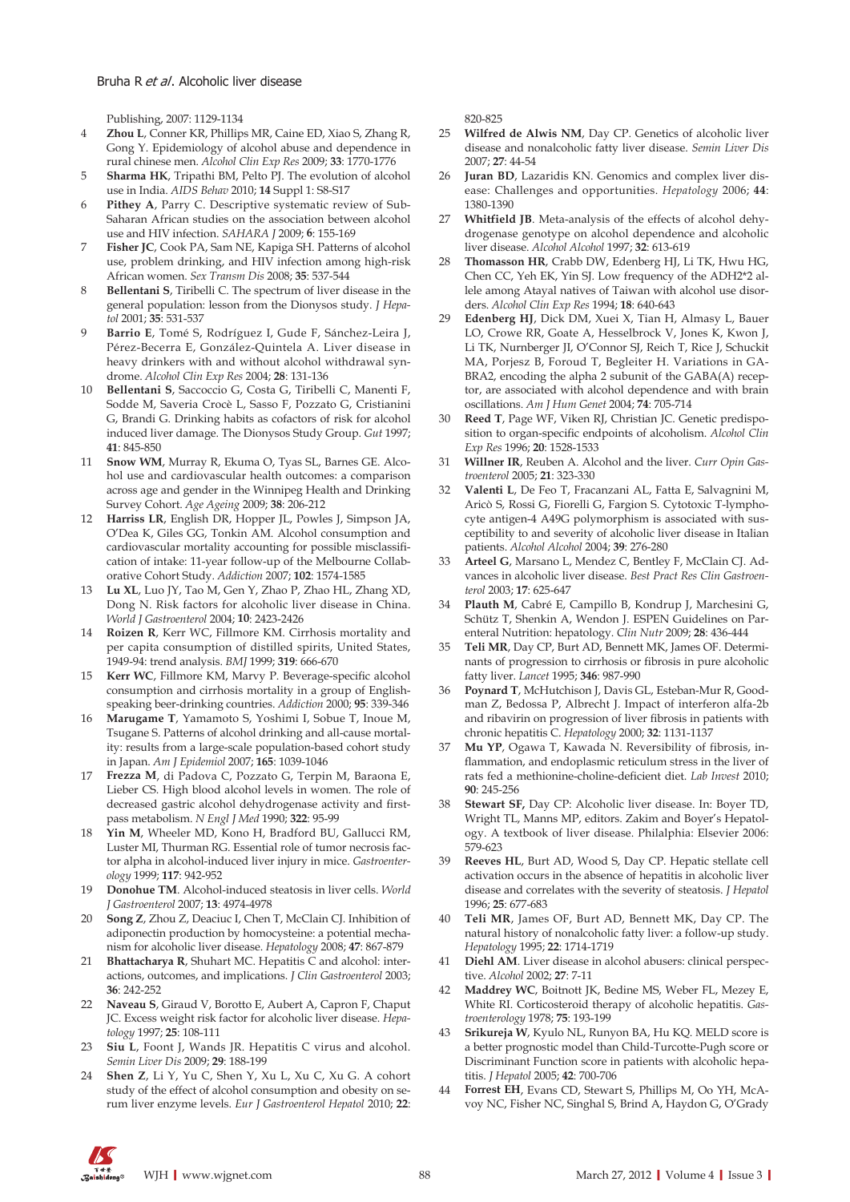Publishing, 2007: 1129-1134

4. **Zhou L**, Conner KR, Phillips MR, Caine ED, Xiao S, Zhang R, Gong Y. Epidemiology of alcohol abuse and dependence in rural chinese men. *Alcohol Clin Exp Res* 2009; **33**: 1770-1776
5. **Sharma HK**, Tripathi BM, Pelto PJ. The evolution of alcohol use in India. *AIDS Behav* 2010; **14** Suppl 1: S8-S17
6. **Pithey A**, Parry C. Descriptive systematic review of Sub-Saharan African studies on the association between alcohol use and HIV infection. *SAHARA J* 2009; **6**: 155-169
7. **Fisher JC**, Cook PA, Sam NE, Kapiga SH. Patterns of alcohol use, problem drinking, and HIV infection among high-risk African women. *Sex Transm Dis* 2008; **35**: 537-544
8. **Bellentani S**, Tiribelli C. The spectrum of liver disease in the general population: lesson from the Dionysos study. *J Hepatol* 2001; **35**: 531-537
9. **Barrio E**, Tomé S, Rodríguez I, Gude F, Sánchez-Leira J, Pérez-Becerra E, González-Quintela A. Liver disease in heavy drinkers with and without alcohol withdrawal syndrome. *Alcohol Clin Exp Res* 2004; **28**: 131-136
10. **Bellentani S**, Saccoccio G, Costa G, Tiribelli C, Manenti F, Sodde M, Saveria Crocè L, Sasso F, Pozzato G, Cristianini G, Brandi G. Drinking habits as cofactors of risk for alcohol induced liver damage. The Dionysos Study Group. *Gut* 1997; **41**: 845-850
11. **Snow WM**, Murray R, Ekuma O, Tyas SL, Barnes GE. Alcohol use and cardiovascular health outcomes: a comparison across age and gender in the Winnipeg Health and Drinking Survey Cohort. *Age Ageing* 2009; **38**: 206-212
12. **Harriss LR**, English DR, Hopper JL, Powles J, Simpson JA, O'Dea K, Giles GG, Tonkin AM. Alcohol consumption and cardiovascular mortality accounting for possible misclassification of intake: 11-year follow-up of the Melbourne Collaborative Cohort Study. *Addiction* 2007; **102**: 1574-1585
13. **Lu XL**, Luo JY, Tao M, Gen Y, Zhao P, Zhao HL, Zhang XD, Dong N. Risk factors for alcoholic liver disease in China. *World J Gastroenterol* 2004; **10**: 2423-2426
14. **Roizen R**, Kerr WC, Fillmore KM. Cirrhosis mortality and per capita consumption of distilled spirits, United States, 1949-94: trend analysis. *BMJ* 1999; **319**: 666-670
15. **Kerr WC**, Fillmore KM, Marvy P. Beverage-specific alcohol consumption and cirrhosis mortality in a group of English-speaking beer-drinking countries. *Addiction* 2000; **95**: 339-346
16. **Marugame T**, Yamamoto S, Yoshimi I, Sobue T, Inoue M, Tsugane S. Patterns of alcohol drinking and all-cause mortality: results from a large-scale population-based cohort study in Japan. *Am J Epidemiol* 2007; **165**: 1039-1046
17. **Frezza M**, di Padova C, Pozzato G, Terpin M, Baraona E, Lieber CS. High blood alcohol levels in women. The role of decreased gastric alcohol dehydrogenase activity and first-pass metabolism. *N Engl J Med* 1990; **322**: 95-99
18. **Yin M**, Wheeler MD, Kono H, Bradford BU, Gallucci RM, Luster MI, Thurman RG. Essential role of tumor necrosis factor alpha in alcohol-induced liver injury in mice. *Gastroenterology* 1999; **117**: 942-952
19. **Donohue TM**. Alcohol-induced steatosis in liver cells. *World J Gastroenterol* 2007; **13**: 4974-4978
20. **Song Z**, Zhou Z, Deaciuc I, Chen T, McClain CJ. Inhibition of adiponectin production by homocysteine: a potential mechanism for alcoholic liver disease. *Hepatology* 2008; **47**: 867-879
21. **Bhattacharya R**, Shuhart MC. Hepatitis C and alcohol: interactions, outcomes, and implications. *J Clin Gastroenterol* 2003; **36**: 242-252
22. **Naveau S**, Giraud V, Borotto E, Aubert A, Capron F, Chaput JC. Excess weight risk factor for alcoholic liver disease. *Hepatology* 1997; **25**: 108-111
23. **Siu L**, Foont J, Wands JR. Hepatitis C virus and alcohol. *Semin Liver Dis* 2009; **29**: 188-199
24. **Shen Z**, Li Y, Yu C, Shen Y, Xu L, Xu C, Xu G. A cohort study of the effect of alcohol consumption and obesity on serum liver enzyme levels. *Eur J Gastroenterol Hepatol* 2010; **22**: 820-825
25. **Wilfred de Alwis NM**, Day CP. Genetics of alcoholic liver disease and nonalcoholic fatty liver disease. *Semin Liver Dis* 2007; **27**: 44-54
26. **Juran BD**, Lazaridis KN. Genomics and complex liver disease: Challenges and opportunities. *Hepatology* 2006; **44**: 1380-1390
27. **Whitfield JB**. Meta-analysis of the effects of alcohol dehydrogenase genotype on alcohol dependence and alcoholic liver disease. *Alcohol Alcohol* 1997; **32**: 613-619
28. **Thomasson HR**, Crabb DW, Edenberg HJ, Li TK, Hwu HG, Chen CC, Yeh EK, Yin SJ. Low frequency of the ADH2*2 allele among Atayal natives of Taiwan with alcohol use disorders. *Alcohol Clin Exp Res* 1994; **18**: 640-643
29. **Edenberg HJ**, Dick DM, Xuei X, Tian H, Almasy L, Bauer LO, Crowe RR, Goate A, Hesselbrock V, Jones K, Kwon J, Li TK, Nurnberger JI, O'Connor SJ, Reich T, Rice J, Schuckit MA, Porjesz B, Foroud T, Begleiter H. Variations in GABRA2, encoding the alpha 2 subunit of the GABA(A) receptor, are associated with alcohol dependence and with brain oscillations. *Am J Hum Genet* 2004; **74**: 705-714
30. **Reed T**, Page WF, Viken RJ, Christian JC. Genetic predisposition to organ-specific endpoints of alcoholism. *Alcohol Clin Exp Res* 1996; **20**: 1528-1533
31. **Willner IR**, Reuben A. Alcohol and the liver. *Curr Opin Gastroenterol* 2005; **21**: 323-330
32. **Valenti L**, De Feo T, Fracanzani AL, Fatta E, Salvagnini M, Aricò S, Rossi G, Fiorelli G, Fargion S. Cytotoxic T-lymphocyte antigen-4 A49G polymorphism is associated with susceptibility to and severity of alcoholic liver disease in Italian patients. *Alcohol Alcohol* 2004; **39**: 276-280
33. **Arteel G**, Marsano L, Mendez C, Bentley F, McClain CJ. Advances in alcoholic liver disease. *Best Pract Res Clin Gastroenterol* 2003; **17**: 625-647
34. **Plauth M**, Cabré E, Campillo B, Kondrup J, Marchesini G, Schütz T, Shenkin A, Wendon J. ESPEN Guidelines on Parenteral Nutrition: hepatology. *Clin Nutr* 2009; **28**: 436-444
35. **Teli MR**, Day CP, Burt AD, Bennett MK, James OF. Determinants of progression to cirrhosis or fibrosis in pure alcoholic fatty liver. *Lancet* 1995; **346**: 987-990
36. **Poynard T**, McHutchison J, Davis GL, Esteban-Mur R, Goodman Z, Bedossa P, Albrecht J. Impact of interferon alfa-2b and ribavirin on progression of liver fibrosis in patients with chronic hepatitis C. *Hepatology* 2000; **32**: 1131-1137
37. **Mu YP**, Ogawa T, Kawada N. Reversibility of fibrosis, inflammation, and endoplasmic reticulum stress in the liver of rats fed a methionine-choline-deficient diet. *Lab Invest* 2010; **90**: 245-256
38. **Stewart SF,** Day CP: Alcoholic liver disease. In: Boyer TD, Wright TL, Manns MP, editors. Zakim and Boyer's Hepatology. A textbook of liver disease. Philalphia: Elsevier 2006: 579-623
39. **Reeves HL**, Burt AD, Wood S, Day CP. Hepatic stellate cell activation occurs in the absence of hepatitis in alcoholic liver disease and correlates with the severity of steatosis. *J Hepatol* 1996; **25**: 677-683
40. **Teli MR**, James OF, Burt AD, Bennett MK, Day CP. The natural history of nonalcoholic fatty liver: a follow-up study. *Hepatology* 1995; **22**: 1714-1719
41. **Diehl AM**. Liver disease in alcohol abusers: clinical perspective. *Alcohol* 2002; **27**: 7-11
42. **Maddrey WC**, Boitnott JK, Bedine MS, Weber FL, Mezey E, White RI. Corticosteroid therapy of alcoholic hepatitis. *Gastroenterology* 1978; **75**: 193-199
43. **Srikureja W**, Kyulo NL, Runyon BA, Hu KQ. MELD score is a better prognostic model than Child-Turcotte-Pugh score or Discriminant Function score in patients with alcoholic hepatitis. *J Hepatol* 2005; **42**: 700-706
44. **Forrest EH**, Evans CD, Stewart S, Phillips M, Oo YH, McAvoy NC, Fisher NC, Singhal S, Brind A, Haydon G, O'Grady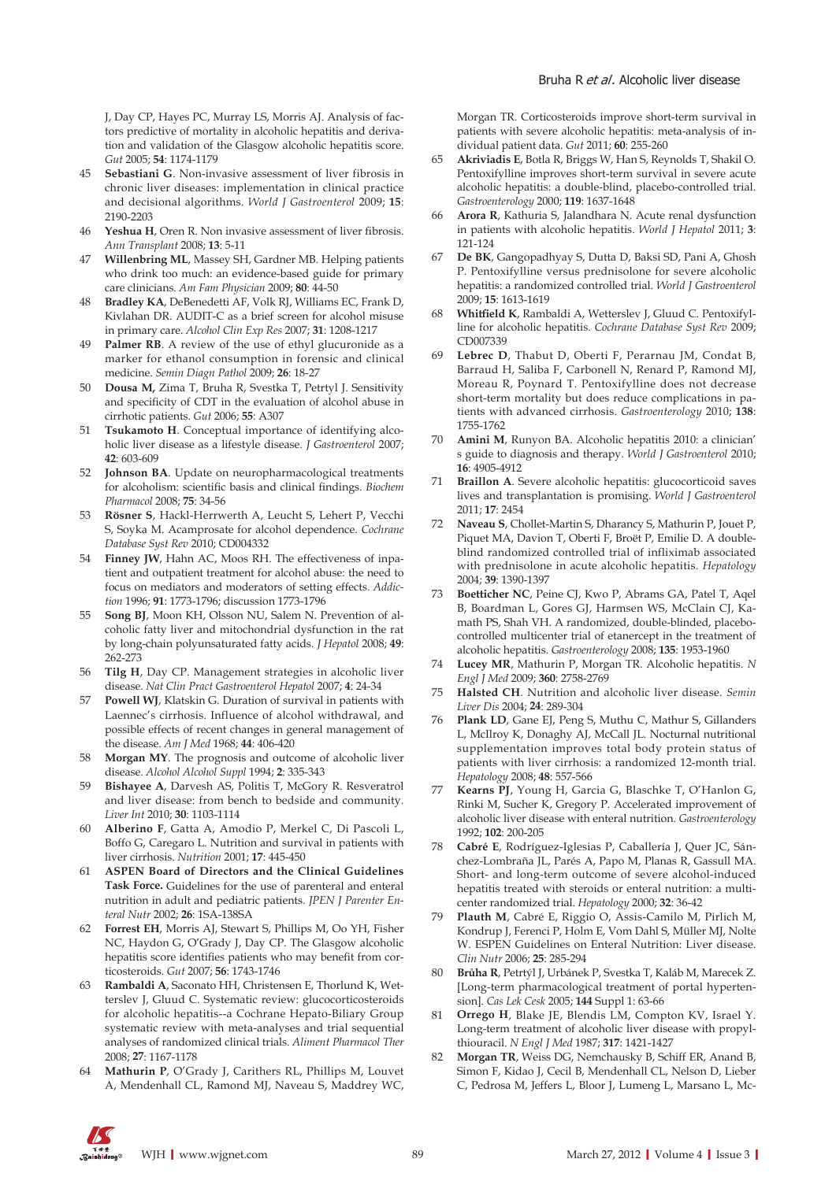J, Day CP, Hayes PC, Murray LS, Morris AJ. Analysis of factors predictive of mortality in alcoholic hepatitis and derivation and validation of the Glasgow alcoholic hepatitis score. *Gut* 2005; **54**: 1174-1179

45. **Sebastiani G**. Non-invasive assessment of liver fibrosis in chronic liver diseases: implementation in clinical practice and decisional algorithms. *World J Gastroenterol* 2009; **15**: 2190-2203
46. **Yeshua H**, Oren R. Non invasive assessment of liver fibrosis. *Ann Transplant* 2008; **13**: 5-11
47. **Willenbring ML**, Massey SH, Gardner MB. Helping patients who drink too much: an evidence-based guide for primary care clinicians. *Am Fam Physician* 2009; **80**: 44-50
48. **Bradley KA**, DeBenedetti AF, Volk RJ, Williams EC, Frank D, Kivlahan DR. AUDIT-C as a brief screen for alcohol misuse in primary care. *Alcohol Clin Exp Res* 2007; **31**: 1208-1217
49. **Palmer RB**. A review of the use of ethyl glucuronide as a marker for ethanol consumption in forensic and clinical medicine. *Semin Diagn Pathol* 2009; **26**: 18-27
50. **Dousa M,** Zima T, Bruha R, Svestka T, Petrtyl J. Sensitivity and specificity of CDT in the evaluation of alcohol abuse in cirrhotic patients. *Gut* 2006; **55**: A307
51. **Tsukamoto H**. Conceptual importance of identifying alcoholic liver disease as a lifestyle disease. *J Gastroenterol* 2007; **42**: 603-609
52. **Johnson BA**. Update on neuropharmacological treatments for alcoholism: scientific basis and clinical findings. *Biochem Pharmacol* 2008; **75**: 34-56
53. **Rösner S**, Hackl-Herrwerth A, Leucht S, Lehert P, Vecchi S, Soyka M. Acamprosate for alcohol dependence. *Cochrane Database Syst Rev* 2010; CD004332
54. **Finney JW**, Hahn AC, Moos RH. The effectiveness of inpatient and outpatient treatment for alcohol abuse: the need to focus on mediators and moderators of setting effects. *Addiction* 1996; **91**: 1773-1796; discussion 1773-1796
55. **Song BJ**, Moon KH, Olsson NU, Salem N. Prevention of alcoholic fatty liver and mitochondrial dysfunction in the rat by long-chain polyunsaturated fatty acids. *J Hepatol* 2008; **49**: 262-273
56. **Tilg H**, Day CP. Management strategies in alcoholic liver disease. *Nat Clin Pract Gastroenterol Hepatol* 2007; **4**: 24-34
57. **Powell WJ**, Klatskin G. Duration of survival in patients with Laennec's cirrhosis. Influence of alcohol withdrawal, and possible effects of recent changes in general management of the disease. *Am J Med* 1968; **44**: 406-420
58. **Morgan MY**. The prognosis and outcome of alcoholic liver disease. *Alcohol Alcohol Suppl* 1994; **2**: 335-343
59. **Bishayee A**, Darvesh AS, Politis T, McGory R. Resveratrol and liver disease: from bench to bedside and community. *Liver Int* 2010; **30**: 1103-1114
60. **Alberino F**, Gatta A, Amodio P, Merkel C, Di Pascoli L, Boffo G, Caregaro L. Nutrition and survival in patients with liver cirrhosis. *Nutrition* 2001; **17**: 445-450
61. **ASPEN Board of Directors and the Clinical Guidelines Task Force.** Guidelines for the use of parenteral and enteral nutrition in adult and pediatric patients. *JPEN J Parenter Enteral Nutr* 2002; **26**: 1SA-138SA
62. **Forrest EH**, Morris AJ, Stewart S, Phillips M, Oo YH, Fisher NC, Haydon G, O'Grady J, Day CP. The Glasgow alcoholic hepatitis score identifies patients who may benefit from corticosteroids. *Gut* 2007; **56**: 1743-1746
63. **Rambaldi A**, Saconato HH, Christensen E, Thorlund K, Wetterslev J, Gluud C. Systematic review: glucocorticosteroids for alcoholic hepatitis--a Cochrane Hepato-Biliary Group systematic review with meta-analyses and trial sequential analyses of randomized clinical trials. *Aliment Pharmacol Ther* 2008; **27**: 1167-1178
64. **Mathurin P**, O'Grady J, Carithers RL, Phillips M, Louvet A, Mendenhall CL, Ramond MJ, Naveau S, Maddrey WC, Morgan TR. Corticosteroids improve short-term survival in patients with severe alcoholic hepatitis: meta-analysis of individual patient data. *Gut* 2011; **60**: 255-260
65. **Akriviadis E**, Botla R, Briggs W, Han S, Reynolds T, Shakil O. Pentoxifylline improves short-term survival in severe acute alcoholic hepatitis: a double-blind, placebo-controlled trial. *Gastroenterology* 2000; **119**: 1637-1648
66. **Arora R**, Kathuria S, Jalandhara N. Acute renal dysfunction in patients with alcoholic hepatitis. *World J Hepatol* 2011; **3**: 121-124
67. **De BK**, Gangopadhyay S, Dutta D, Baksi SD, Pani A, Ghosh P. Pentoxifylline versus prednisolone for severe alcoholic hepatitis: a randomized controlled trial. *World J Gastroenterol* 2009; **15**: 1613-1619
68. **Whitfield K**, Rambaldi A, Wetterslev J, Gluud C. Pentoxifylline for alcoholic hepatitis. *Cochrane Database Syst Rev* 2009; CD007339
69. **Lebrec D**, Thabut D, Oberti F, Perarnau JM, Condat B, Barraud H, Saliba F, Carbonell N, Renard P, Ramond MJ, Moreau R, Poynard T. Pentoxifylline does not decrease short-term mortality but does reduce complications in patients with advanced cirrhosis. *Gastroenterology* 2010; **138**: 1755-1762
70. **Amini M**, Runyon BA. Alcoholic hepatitis 2010: a clinician' s guide to diagnosis and therapy. *World J Gastroenterol* 2010; **16**: 4905-4912
71. **Braillon A**. Severe alcoholic hepatitis: glucocorticoid saves lives and transplantation is promising. *World J Gastroenterol* 2011; **17**: 2454
72. **Naveau S**, Chollet-Martin S, Dharancy S, Mathurin P, Jouet P, Piquet MA, Davion T, Oberti F, Broët P, Emilie D. A double-blind randomized controlled trial of infliximab associated with prednisolone in acute alcoholic hepatitis. *Hepatology* 2004; **39**: 1390-1397
73. **Boetticher NC**, Peine CJ, Kwo P, Abrams GA, Patel T, Aqel B, Boardman L, Gores GJ, Harmsen WS, McClain CJ, Kamath PS, Shah VH. A randomized, double-blinded, placebo-controlled multicenter trial of etanercept in the treatment of alcoholic hepatitis. *Gastroenterology* 2008; **135**: 1953-1960
74. **Lucey MR**, Mathurin P, Morgan TR. Alcoholic hepatitis. *N Engl J Med* 2009; **360**: 2758-2769
75. **Halsted CH**. Nutrition and alcoholic liver disease. *Semin Liver Dis* 2004; **24**: 289-304
76. **Plank LD**, Gane EJ, Peng S, Muthu C, Mathur S, Gillanders L, McIlroy K, Donaghy AJ, McCall JL. Nocturnal nutritional supplementation improves total body protein status of patients with liver cirrhosis: a randomized 12-month trial. *Hepatology* 2008; **48**: 557-566
77. **Kearns PJ**, Young H, Garcia G, Blaschke T, O'Hanlon G, Rinki M, Sucher K, Gregory P. Accelerated improvement of alcoholic liver disease with enteral nutrition. *Gastroenterology* 1992; **102**: 200-205
78. **Cabré E**, Rodríguez-Iglesias P, Caballería J, Quer JC, Sánchez-Lombraña JL, Parés A, Papo M, Planas R, Gassull MA. Short- and long-term outcome of severe alcohol-induced hepatitis treated with steroids or enteral nutrition: a multicenter randomized trial. *Hepatology* 2000; **32**: 36-42
79. **Plauth M**, Cabré E, Riggio O, Assis-Camilo M, Pirlich M, Kondrup J, Ferenci P, Holm E, Vom Dahl S, Müller MJ, Nolte W. ESPEN Guidelines on Enteral Nutrition: Liver disease. *Clin Nutr* 2006; **25**: 285-294
80. **Brůha R**, Petrtýl J, Urbánek P, Svestka T, Kaláb M, Marecek Z. [Long-term pharmacological treatment of portal hypertension]. *Cas Lek Cesk* 2005; **144** Suppl 1: 63-66
81. **Orrego H**, Blake JE, Blendis LM, Compton KV, Israel Y. Long-term treatment of alcoholic liver disease with propylthiouracil. *N Engl J Med* 1987; **317**: 1421-1427
82. **Morgan TR**, Weiss DG, Nemchausky B, Schiff ER, Anand B, Simon F, Kidao J, Cecil B, Mendenhall CL, Nelson D, Lieber C, Pedrosa M, Jeffers L, Bloor J, Lumeng L, Marsano L, Mc-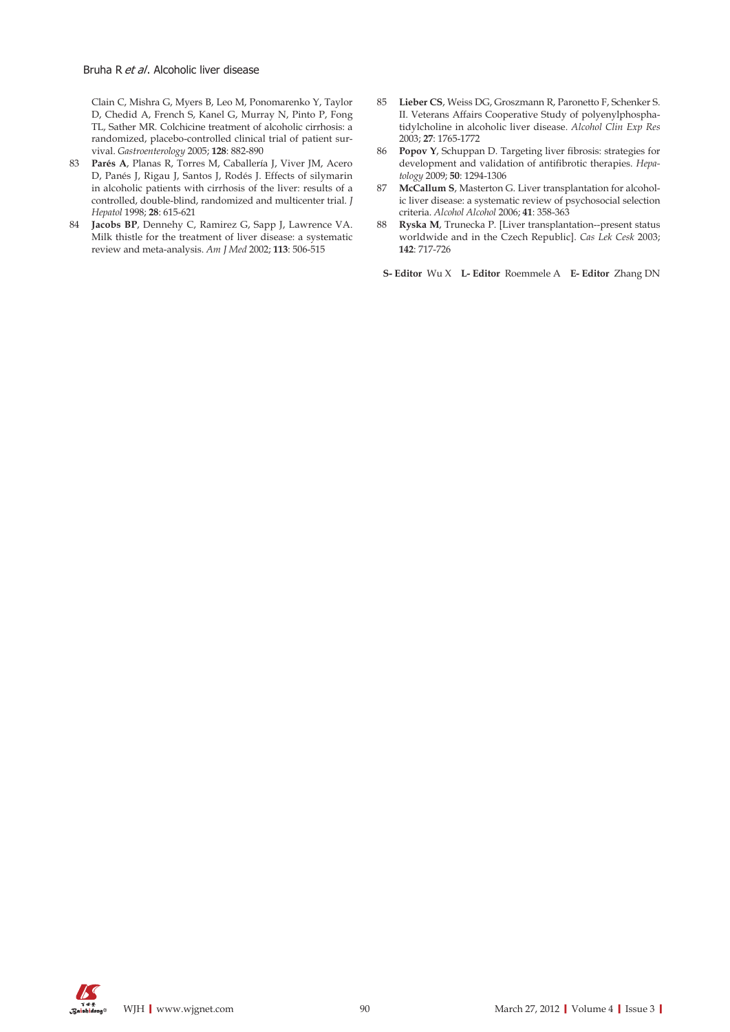Clain C, Mishra G, Myers B, Leo M, Ponomarenko Y, Taylor D, Chedid A, French S, Kanel G, Murray N, Pinto P, Fong TL, Sather MR. Colchicine treatment of alcoholic cirrhosis: a randomized, placebo-controlled clinical trial of patient survival. *Gastroenterology* 2005; **128**: 882-890

83 **Parés A**, Planas R, Torres M, Caballería J, Viver JM, Acero D, Panés J, Rigau J, Santos J, Rodés J. Effects of silymarin in alcoholic patients with cirrhosis of the liver: results of a controlled, double-blind, randomized and multicenter trial. *J Hepatol* 1998; **28**: 615-621

84 **Jacobs BP**, Dennehy C, Ramirez G, Sapp J, Lawrence VA. Milk thistle for the treatment of liver disease: a systematic review and meta-analysis. *Am J Med* 2002; **113**: 506-515

85 **Lieber CS**, Weiss DG, Groszmann R, Paronetto F, Schenker S. II. Veterans Affairs Cooperative Study of polyenylphosphatidylcholine in alcoholic liver disease. *Alcohol Clin Exp Res* 2003; **27**: 1765-1772

86 **Popov Y**, Schuppan D. Targeting liver fibrosis: strategies for development and validation of antifibrotic therapies. *Hepatology* 2009; **50**: 1294-1306

87 **McCallum S**, Masterton G. Liver transplantation for alcoholic liver disease: a systematic review of psychosocial selection criteria. *Alcohol Alcohol* 2006; **41**: 358-363

88 **Ryska M**, Trunecka P. [Liver transplantation--present status worldwide and in the Czech Republic]. *Cas Lek Cesk* 2003; **142**: 717-726

**S- Editor** Wu X **L- Editor** Roemmele A **E- Editor** Zhang DN